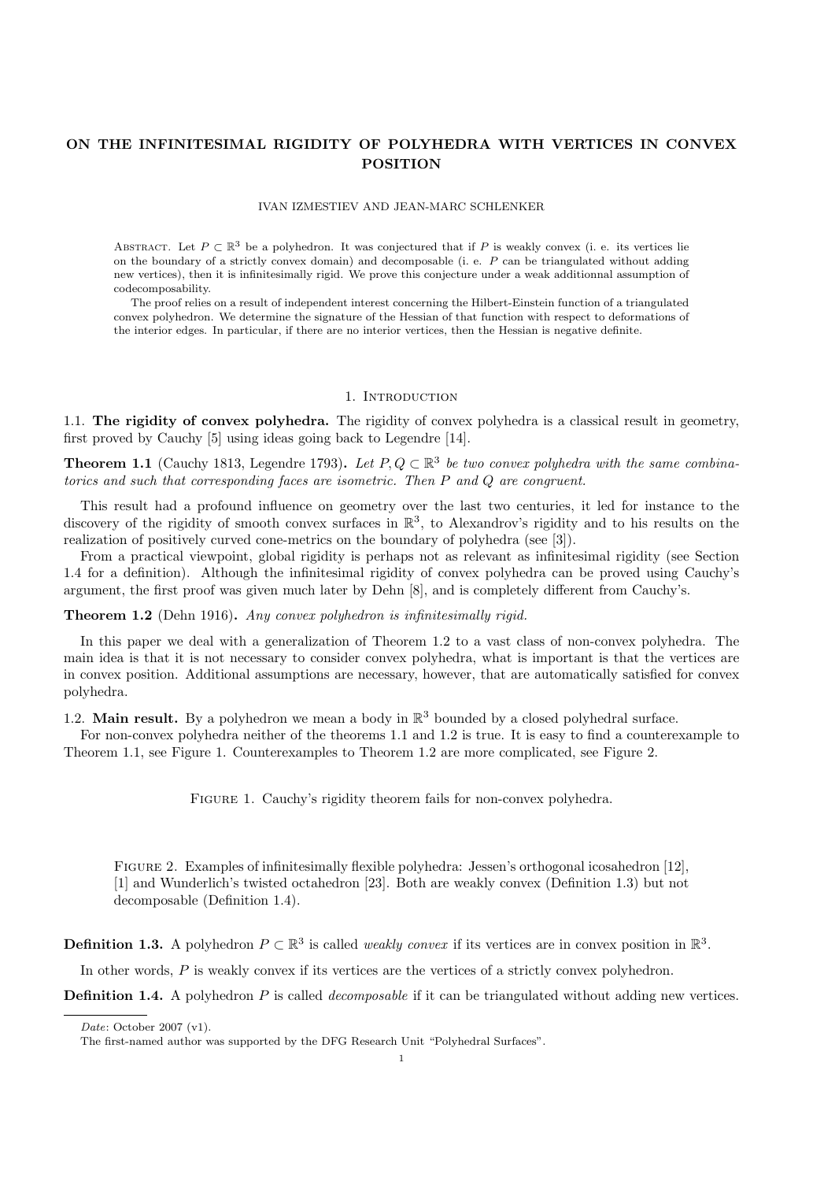# ON THE INFINITESIMAL RIGIDITY OF POLYHEDRA WITH VERTICES IN CONVEX POSITION

IVAN IZMESTIEV AND JEAN-MARC SCHLENKER

Abstract. Let $P \subset \mathbb{R}^3$ be a polyhedron. It was conjectured that if $P$ is weakly convex (i. e. its vertices lie on the boundary of a strictly convex domain) and decomposable (i. e. $P$ can be triangulated without adding new vertices), then it is infinitesimally rigid. We prove this conjecture under a weak additionnal assumption of codecomposability.

The proof relies on a result of independent interest concerning the Hilbert-Einstein function of a triangulated convex polyhedron. We determine the signature of the Hessian of that function with respect to deformations of the interior edges. In particular, if there are no interior vertices, then the Hessian is negative definite.

## 1. Introduction

### 1.1. The rigidity of convex polyhedra.

The rigidity of convex polyhedra is a classical result in geometry, first proved by Cauchy [5] using ideas going back to Legendre [14].

**Theorem 1.1** (Cauchy 1813, Legendre 1793)**.** *Let $P, Q \subset \mathbb{R}^3$ be two convex polyhedra with the same combinatorics and such that corresponding faces are isometric. Then $P$ and $Q$ are congruent.*

This result had a profound influence on geometry over the last two centuries, it led for instance to the discovery of the rigidity of smooth convex surfaces in $\mathbb{R}^3$, to Alexandrov's rigidity and to his results on the realization of positively curved cone-metrics on the boundary of polyhedra (see [3]).

From a practical viewpoint, global rigidity is perhaps not as relevant as infinitesimal rigidity (see Section 1.4 for a definition). Although the infinitesimal rigidity of convex polyhedra can be proved using Cauchy's argument, the first proof was given much later by Dehn [8], and is completely different from Cauchy's.

**Theorem 1.2** (Dehn 1916)**.** *Any convex polyhedron is infinitesimally rigid.*

In this paper we deal with a generalization of Theorem 1.2 to a vast class of non-convex polyhedra. The main idea is that it is not necessary to consider convex polyhedra, what is important is that the vertices are in convex position. Additional assumptions are necessary, however, that are automatically satisfied for convex polyhedra.

### 1.2. Main result.

By a polyhedron we mean a body in $\mathbb{R}^3$ bounded by a closed polyhedral surface.

For non-convex polyhedra neither of the theorems 1.1 and 1.2 is true. It is easy to find a counterexample to Theorem 1.1, see Figure 1. Counterexamples to Theorem 1.2 are more complicated, see Figure 2.

Figure 1. Cauchy's rigidity theorem fails for non-convex polyhedra.

Figure 2. Examples of infinitesimally flexible polyhedra: Jessen's orthogonal icosahedron [12], [1] and Wunderlich's twisted octahedron [23]. Both are weakly convex (Definition 1.3) but not decomposable (Definition 1.4).

**Definition 1.3.** A polyhedron $P \subset \mathbb{R}^3$ is called *weakly convex* if its vertices are in convex position in $\mathbb{R}^3$.

In other words, $P$ is weakly convex if its vertices are the vertices of a strictly convex polyhedron.

**Definition 1.4.** A polyhedron $P$ is called *decomposable* if it can be triangulated without adding new vertices.

*Date*: October 2007 (v1).

The first-named author was supported by the DFG Research Unit "Polyhedral Surfaces".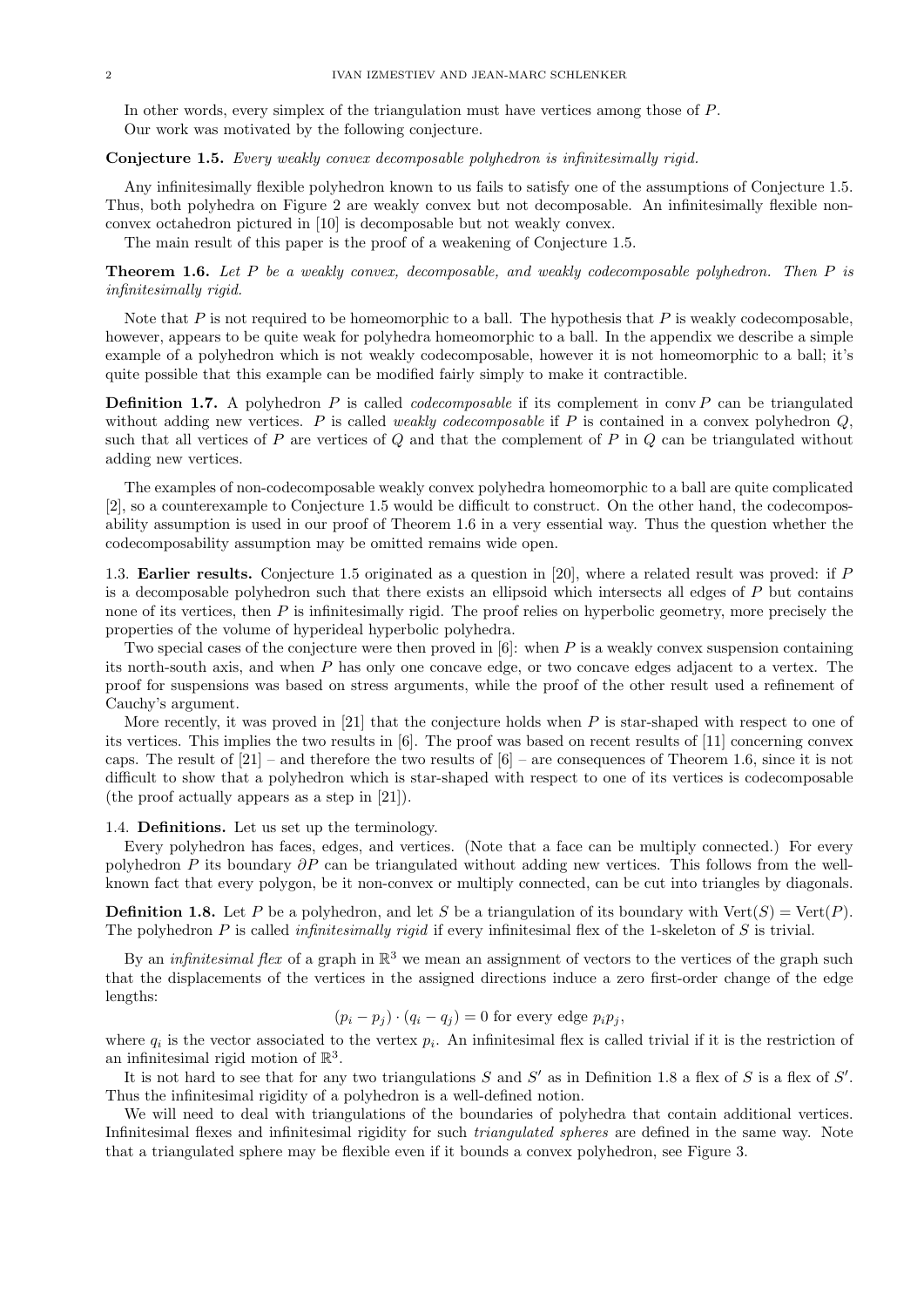In other words, every simplex of the triangulation must have vertices among those of $P$.

Our work was motivated by the following conjecture.

**Conjecture 1.5.** *Every weakly convex decomposable polyhedron is infinitesimally rigid.*

Any infinitesimally flexible polyhedron known to us fails to satisfy one of the assumptions of Conjecture 1.5. Thus, both polyhedra on Figure 2 are weakly convex but not decomposable. An infinitesimally flexible non-convex octahedron pictured in [10] is decomposable but not weakly convex.

The main result of this paper is the proof of a weakening of Conjecture 1.5.

**Theorem 1.6.** *Let $P$ be a weakly convex, decomposable, and weakly codecomposable polyhedron. Then $P$ is infinitesimally rigid.*

Note that $P$ is not required to be homeomorphic to a ball. The hypothesis that $P$ is weakly codecomposable, however, appears to be quite weak for polyhedra homeomorphic to a ball. In the appendix we describe a simple example of a polyhedron which is not weakly codecomposable, however it is not homeomorphic to a ball; it's quite possible that this example can be modified fairly simply to make it contractible.

**Definition 1.7.** A polyhedron $P$ is called *codecomposable* if its complement in $\operatorname{conv} P$ can be triangulated without adding new vertices. $P$ is called *weakly codecomposable* if $P$ is contained in a convex polyhedron $Q$, such that all vertices of $P$ are vertices of $Q$ and that the complement of $P$ in $Q$ can be triangulated without adding new vertices.

The examples of non-codecomposable weakly convex polyhedra homeomorphic to a ball are quite complicated [2], so a counterexample to Conjecture 1.5 would be difficult to construct. On the other hand, the codecomposability assumption is used in our proof of Theorem 1.6 in a very essential way. Thus the question whether the codecomposability assumption may be omitted remains wide open.

1.3. **Earlier results.** Conjecture 1.5 originated as a question in [20], where a related result was proved: if $P$ is a decomposable polyhedron such that there exists an ellipsoid which intersects all edges of $P$ but contains none of its vertices, then $P$ is infinitesimally rigid. The proof relies on hyperbolic geometry, more precisely the properties of the volume of hyperideal hyperbolic polyhedra.

Two special cases of the conjecture were then proved in [6]: when $P$ is a weakly convex suspension containing its north-south axis, and when $P$ has only one concave edge, or two concave edges adjacent to a vertex. The proof for suspensions was based on stress arguments, while the proof of the other result used a refinement of Cauchy's argument.

More recently, it was proved in [21] that the conjecture holds when $P$ is star-shaped with respect to one of its vertices. This implies the two results in [6]. The proof was based on recent results of [11] concerning convex caps. The result of [21] – and therefore the two results of [6] – are consequences of Theorem 1.6, since it is not difficult to show that a polyhedron which is star-shaped with respect to one of its vertices is codecomposable (the proof actually appears as a step in [21]).

1.4. **Definitions.** Let us set up the terminology.

Every polyhedron has faces, edges, and vertices. (Note that a face can be multiply connected.) For every polyhedron $P$ its boundary $\partial P$ can be triangulated without adding new vertices. This follows from the well-known fact that every polygon, be it non-convex or multiply connected, can be cut into triangles by diagonals.

**Definition 1.8.** Let $P$ be a polyhedron, and let $S$ be a triangulation of its boundary with $\operatorname{Vert}(S) = \operatorname{Vert}(P)$. The polyhedron $P$ is called *infinitesimally rigid* if every infinitesimal flex of the 1-skeleton of $S$ is trivial.

By an *infinitesimal flex* of a graph in $\mathbb{R}^3$ we mean an assignment of vectors to the vertices of the graph such that the displacements of the vertices in the assigned directions induce a zero first-order change of the edge lengths:

$$(p_i - p_j) \cdot (q_i - q_j) = 0 \text{ for every edge } p_i p_j,$$

where $q_i$ is the vector associated to the vertex $p_i$. An infinitesimal flex is called trivial if it is the restriction of an infinitesimal rigid motion of $\mathbb{R}^3$.

It is not hard to see that for any two triangulations $S$ and $S'$ as in Definition 1.8 a flex of $S$ is a flex of $S'$. Thus the infinitesimal rigidity of a polyhedron is a well-defined notion.

We will need to deal with triangulations of the boundaries of polyhedra that contain additional vertices. Infinitesimal flexes and infinitesimal rigidity for such *triangulated spheres* are defined in the same way. Note that a triangulated sphere may be flexible even if it bounds a convex polyhedron, see Figure 3.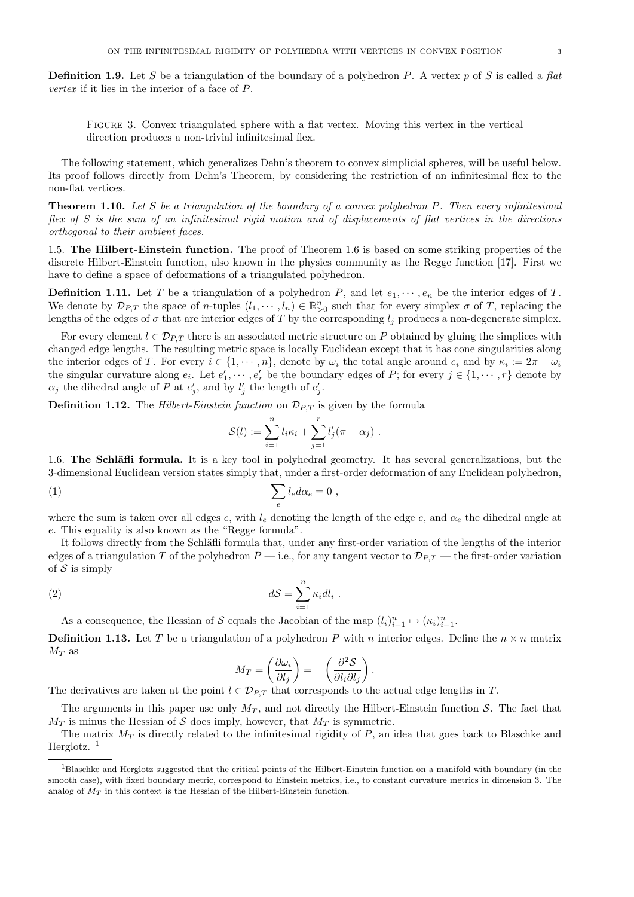**Definition 1.9.** Let $S$ be a triangulation of the boundary of a polyhedron $P$. A vertex $p$ of $S$ is called a *flat vertex* if it lies in the interior of a face of $P$.

Figure 3. Convex triangulated sphere with a flat vertex. Moving this vertex in the vertical direction produces a non-trivial infinitesimal flex.

The following statement, which generalizes Dehn's theorem to convex simplicial spheres, will be useful below. Its proof follows directly from Dehn's Theorem, by considering the restriction of an infinitesimal flex to the non-flat vertices.

**Theorem 1.10.** *Let $S$ be a triangulation of the boundary of a convex polyhedron $P$. Then every infinitesimal flex of $S$ is the sum of an infinitesimal rigid motion and of displacements of flat vertices in the directions orthogonal to their ambient faces.*

### 1.5. The Hilbert-Einstein function.

The proof of Theorem 1.6 is based on some striking properties of the discrete Hilbert-Einstein function, also known in the physics community as the Regge function [17]. First we have to define a space of deformations of a triangulated polyhedron.

**Definition 1.11.** Let $T$ be a triangulation of a polyhedron $P$, and let $e_1, \cdots, e_n$ be the interior edges of $T$. We denote by $\mathcal{D}_{P,T}$ the space of $n$-tuples $(l_1, \cdots, l_n) \in \mathbb{R}^n_{>0}$ such that for every simplex $\sigma$ of $T$, replacing the lengths of the edges of $\sigma$ that are interior edges of $T$ by the corresponding $l_j$ produces a non-degenerate simplex.

For every element $l \in \mathcal{D}_{P,T}$ there is an associated metric structure on $P$ obtained by gluing the simplices with changed edge lengths. The resulting metric space is locally Euclidean except that it has cone singularities along the interior edges of $T$. For every $i \in \{1, \cdots, n\}$, denote by $\omega_i$ the total angle around $e_i$ and by $\kappa_i := 2\pi - \omega_i$ the singular curvature along $e_i$. Let $e'_1, \cdots, e'_r$ be the boundary edges of $P$; for every $j \in \{1, \cdots, r\}$ denote by $\alpha_j$ the dihedral angle of $P$ at $e'_j$, and by $l'_j$ the length of $e'_j$.

**Definition 1.12.** The *Hilbert-Einstein function* on $\mathcal{D}_{P,T}$ is given by the formula

$$\mathcal{S}(l) := \sum_{i=1}^{n} l_i \kappa_i + \sum_{j=1}^{r} l'_j (\pi - \alpha_j) \ .$$

### 1.6. The Schläfli formula.

It is a key tool in polyhedral geometry. It has several generalizations, but the 3-dimensional Euclidean version states simply that, under a first-order deformation of any Euclidean polyhedron,

$$\sum_e l_e d\alpha_e = 0 \ , \tag{1}$$

where the sum is taken over all edges $e$, with $l_e$ denoting the length of the edge $e$, and $\alpha_e$ the dihedral angle at $e$. This equality is also known as the "Regge formula".

It follows directly from the Schläfli formula that, under any first-order variation of the lengths of the interior edges of a triangulation $T$ of the polyhedron $P$ — i.e., for any tangent vector to $\mathcal{D}_{P,T}$ — the first-order variation of $\mathcal{S}$ is simply

$$d\mathcal{S} = \sum_{i=1}^{n} \kappa_i dl_i \ . \tag{2}$$

As a consequence, the Hessian of $\mathcal{S}$ equals the Jacobian of the map $(l_i)_{i=1}^n \mapsto (\kappa_i)_{i=1}^n$.

**Definition 1.13.** Let $T$ be a triangulation of a polyhedron $P$ with $n$ interior edges. Define the $n \times n$ matrix $M_T$ as

$$M_T = \left( \frac{\partial \omega_i}{\partial l_j} \right) = - \left( \frac{\partial^2 \mathcal{S}}{\partial l_i \partial l_j} \right) .$$

The derivatives are taken at the point $l \in \mathcal{D}_{P,T}$ that corresponds to the actual edge lengths in $T$.

The arguments in this paper use only $M_T$, and not directly the Hilbert-Einstein function $\mathcal{S}$. The fact that $M_T$ is minus the Hessian of $\mathcal{S}$ does imply, however, that $M_T$ is symmetric.

The matrix $M_T$ is directly related to the infinitesimal rigidity of $P$, an idea that goes back to Blaschke and Herglotz. [1]

[1] Blaschke and Herglotz suggested that the critical points of the Hilbert-Einstein function on a manifold with boundary (in the smooth case), with fixed boundary metric, correspond to Einstein metrics, i.e., to constant curvature metrics in dimension 3. The analog of $M_T$ in this context is the Hessian of the Hilbert-Einstein function.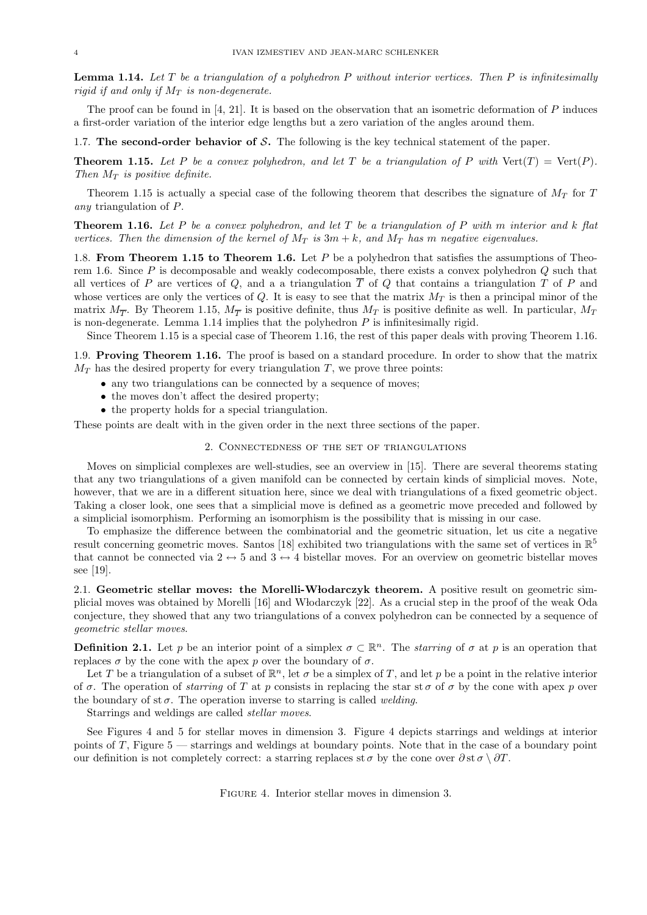**Lemma 1.14.** *Let $T$ be a triangulation of a polyhedron $P$ without interior vertices. Then $P$ is infinitesimally rigid if and only if $M_T$ is non-degenerate.*

The proof can be found in [4, 21]. It is based on the observation that an isometric deformation of $P$ induces a first-order variation of the interior edge lengths but a zero variation of the angles around them.

### 1.7. The second-order behavior of $\mathcal{S}$.

The following is the key technical statement of the paper.

**Theorem 1.15.** *Let $P$ be a convex polyhedron, and let $T$ be a triangulation of $P$ with $\mathrm{Vert}(T) = \mathrm{Vert}(P)$. Then $M_T$ is positive definite.*

Theorem 1.15 is actually a special case of the following theorem that describes the signature of $M_T$ for $T$ *any* triangulation of $P$.

**Theorem 1.16.** *Let $P$ be a convex polyhedron, and let $T$ be a triangulation of $P$ with $m$ interior and $k$ flat vertices. Then the dimension of the kernel of $M_T$ is $3m + k$, and $M_T$ has $m$ negative eigenvalues.*

### 1.8. From Theorem 1.15 to Theorem 1.6.

Let $P$ be a polyhedron that satisfies the assumptions of Theorem 1.6. Since $P$ is decomposable and weakly codecomposable, there exists a convex polyhedron $Q$ such that all vertices of $P$ are vertices of $Q$, and a a triangulation $\overline{T}$ of $Q$ that contains a triangulation $T$ of $P$ and whose vertices are only the vertices of $Q$. It is easy to see that the matrix $M_T$ is then a principal minor of the matrix $M_{\overline{T}}$. By Theorem 1.15, $M_{\overline{T}}$ is positive definite, thus $M_T$ is positive definite as well. In particular, $M_T$ is non-degenerate. Lemma 1.14 implies that the polyhedron $P$ is infinitesimally rigid.

Since Theorem 1.15 is a special case of Theorem 1.16, the rest of this paper deals with proving Theorem 1.16.

### 1.9. Proving Theorem 1.16.

The proof is based on a standard procedure. In order to show that the matrix $M_T$ has the desired property for every triangulation $T$, we prove three points:

- any two triangulations can be connected by a sequence of moves;
- the moves don't affect the desired property;
- the property holds for a special triangulation.

These points are dealt with in the given order in the next three sections of the paper.

## 2. Connectedness of the set of triangulations

Moves on simplicial complexes are well-studies, see an overview in [15]. There are several theorems stating that any two triangulations of a given manifold can be connected by certain kinds of simplicial moves. Note, however, that we are in a different situation here, since we deal with triangulations of a fixed geometric object. Taking a closer look, one sees that a simplicial move is defined as a geometric move preceded and followed by a simplicial isomorphism. Performing an isomorphism is the possibility that is missing in our case.

To emphasize the difference between the combinatorial and the geometric situation, let us cite a negative result concerning geometric moves. Santos [18] exhibited two triangulations with the same set of vertices in $\mathbb{R}^5$ that cannot be connected via $2 \leftrightarrow 5$ and $3 \leftrightarrow 4$ bistellar moves. For an overview on geometric bistellar moves see [19].

### 2.1. Geometric stellar moves: the Morelli-Włodarczyk theorem.

A positive result on geometric simplicial moves was obtained by Morelli [16] and Włodarczyk [22]. As a crucial step in the proof of the weak Oda conjecture, they showed that any two triangulations of a convex polyhedron can be connected by a sequence of *geometric stellar moves*.

**Definition 2.1.** Let $p$ be an interior point of a simplex $\sigma \subset \mathbb{R}^n$. The *starring* of $\sigma$ at $p$ is an operation that replaces $\sigma$ by the cone with the apex $p$ over the boundary of $\sigma$.

Let $T$ be a triangulation of a subset of $\mathbb{R}^n$, let $\sigma$ be a simplex of $T$, and let $p$ be a point in the relative interior of $\sigma$. The operation of *starring* of $T$ at $p$ consists in replacing the star $\mathrm{st}\,\sigma$ of $\sigma$ by the cone with apex $p$ over the boundary of $\mathrm{st}\,\sigma$. The operation inverse to starring is called *welding*.

Starrings and weldings are called *stellar moves*.

See Figures 4 and 5 for stellar moves in dimension 3. Figure 4 depicts starrings and weldings at interior points of $T$, Figure 5 — starrings and weldings at boundary points. Note that in the case of a boundary point our definition is not completely correct: a starring replaces $\mathrm{st}\,\sigma$ by the cone over $\partial\,\mathrm{st}\,\sigma \setminus \partial T$.

Figure 4. Interior stellar moves in dimension 3.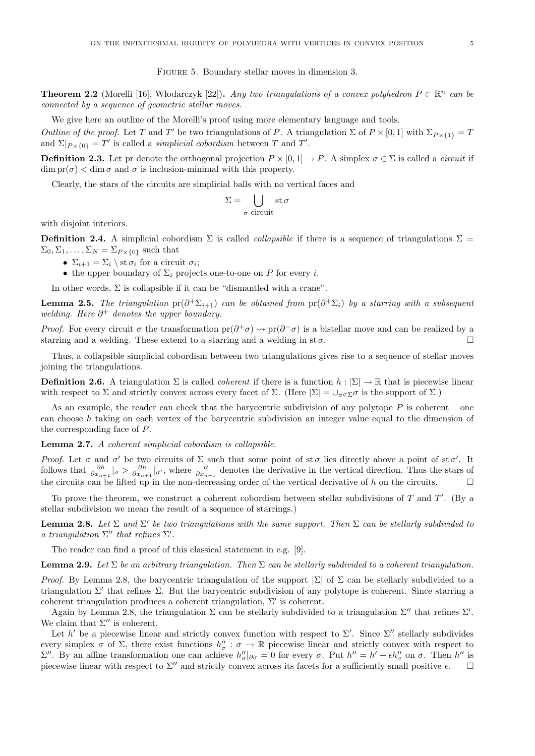Figure 5. Boundary stellar moves in dimension 3.

**Theorem 2.2** (Morelli [16], Włodarczyk [22])**.** *Any two triangulations of a convex polyhedron $P \subset \mathbb{R}^n$ can be connected by a sequence of geometric stellar moves.*

We give here an outline of the Morelli's proof using more elementary language and tools.

*Outline of the proof.* Let $T$ and $T'$ be two triangulations of $P$. A triangulation $\Sigma$ of $P \times [0,1]$ with $\Sigma_{P\times\{1\}} = T$ and $\Sigma|_{P\times\{0\}} = T'$ is called a *simplicial cobordism* between $T$ and $T'$.

**Definition 2.3.** Let pr denote the orthogonal projection $P \times [0,1] \to P$. A simplex $\sigma \in \Sigma$ is called a *circuit* if $\dim \mathrm{pr}(\sigma) < \dim \sigma$ and $\sigma$ is inclusion-minimal with this property.

Clearly, the stars of the circuits are simplicial balls with no vertical faces and

$$\Sigma = \bigcup_{\sigma \text{ circuit}} \mathrm{st}\,\sigma$$

with disjoint interiors.

**Definition 2.4.** A simplicial cobordism $\Sigma$ is called *collapsible* if there is a sequence of triangulations $\Sigma = \Sigma_0, \Sigma_1, \ldots, \Sigma_N = \Sigma_{P\times\{0\}}$ such that

- $\Sigma_{i+1} = \Sigma_i \setminus \mathrm{st}\,\sigma_i$ for a circuit $\sigma_i$;
- the upper boundary of $\Sigma_i$ projects one-to-one on $P$ for every $i$.

In other words, $\Sigma$ is collapsible if it can be "dismantled with a crane".

**Lemma 2.5.** *The triangulation $\mathrm{pr}(\partial^+\Sigma_{i+1})$ can be obtained from $\mathrm{pr}(\partial^+\Sigma_i)$ by a starring with a subsequent welding. Here $\partial^+$ denotes the upper boundary.*

*Proof.* For every circuit $\sigma$ the transformation $\mathrm{pr}(\partial^+\sigma) \rightsquigarrow \mathrm{pr}(\partial^-\sigma)$ is a bistellar move and can be realized by a starring and a welding. These extend to a starring and a welding in $\mathrm{st}\,\sigma$. □

Thus, a collapsible simplicial cobordism between two triangulations gives rise to a sequence of stellar moves joining the triangulations.

**Definition 2.6.** A triangulation $\Sigma$ is called *coherent* if there is a function $h : |\Sigma| \to \mathbb{R}$ that is piecewise linear with respect to $\Sigma$ and strictly convex across every facet of $\Sigma$. (Here $|\Sigma| = \cup_{\sigma\in\Sigma}\sigma$ is the support of $\Sigma$.)

As an example, the reader can check that the barycentric subdivision of any polytope $P$ is coherent – one can choose $h$ taking on each vertex of the barycentric subdivision an integer value equal to the dimension of the corresponding face of $P$.

**Lemma 2.7.** *A coherent simplicial cobordism is collapsible.*

*Proof.* Let $\sigma$ and $\sigma'$ be two circuits of $\Sigma$ such that some point of $\mathrm{st}\,\sigma$ lies directly above a point of $\mathrm{st}\,\sigma'$. It follows that $\frac{\partial h}{\partial x_{n+1}}|_\sigma > \frac{\partial h}{\partial x_{n+1}}|_{\sigma'}$, where $\frac{\partial}{\partial x_{n+1}}$ denotes the derivative in the vertical direction. Thus the stars of the circuits can be lifted up in the non-decreasing order of the vertical derivative of $h$ on the circuits. □

To prove the theorem, we construct a coherent cobordism between stellar subdivisions of $T$ and $T'$. (By a stellar subdivision we mean the result of a sequence of starrings.)

**Lemma 2.8.** *Let $\Sigma$ and $\Sigma'$ be two triangulations with the same support. Then $\Sigma$ can be stellarly subdivided to a triangulation $\Sigma''$ that refines $\Sigma'$.*

The reader can find a proof of this classical statement in e.g. [9].

**Lemma 2.9.** *Let $\Sigma$ be an arbitrary triangulation. Then $\Sigma$ can be stellarly subdivided to a coherent triangulation.*

*Proof.* By Lemma 2.8, the barycentric triangulation of the support $|\Sigma|$ of $\Sigma$ can be stellarly subdivided to a triangulation $\Sigma'$ that refines $\Sigma$. But the barycentric subdivision of any polytope is coherent. Since starring a coherent triangulation produces a coherent triangulation, $\Sigma'$ is coherent.

Again by Lemma 2.8, the triangulation $\Sigma$ can be stellarly subdivided to a triangulation $\Sigma''$ that refines $\Sigma'$. We claim that $\Sigma''$ is coherent.

Let $h'$ be a piecewise linear and strictly convex function with respect to $\Sigma'$. Since $\Sigma''$ stellarly subdivides every simplex $\sigma$ of $\Sigma$, there exist functions $h''_\sigma : \sigma \to \mathbb{R}$ piecewise linear and strictly convex with respect to $\Sigma''$. By an affine transformation one can achieve $h''_\sigma|_{\partial\sigma} = 0$ for every $\sigma$. Put $h'' = h' + \epsilon h''_\sigma$ on $\sigma$. Then $h''$ is piecewise linear with respect to $\Sigma''$ and strictly convex across its facets for a sufficiently small positive $\epsilon$. □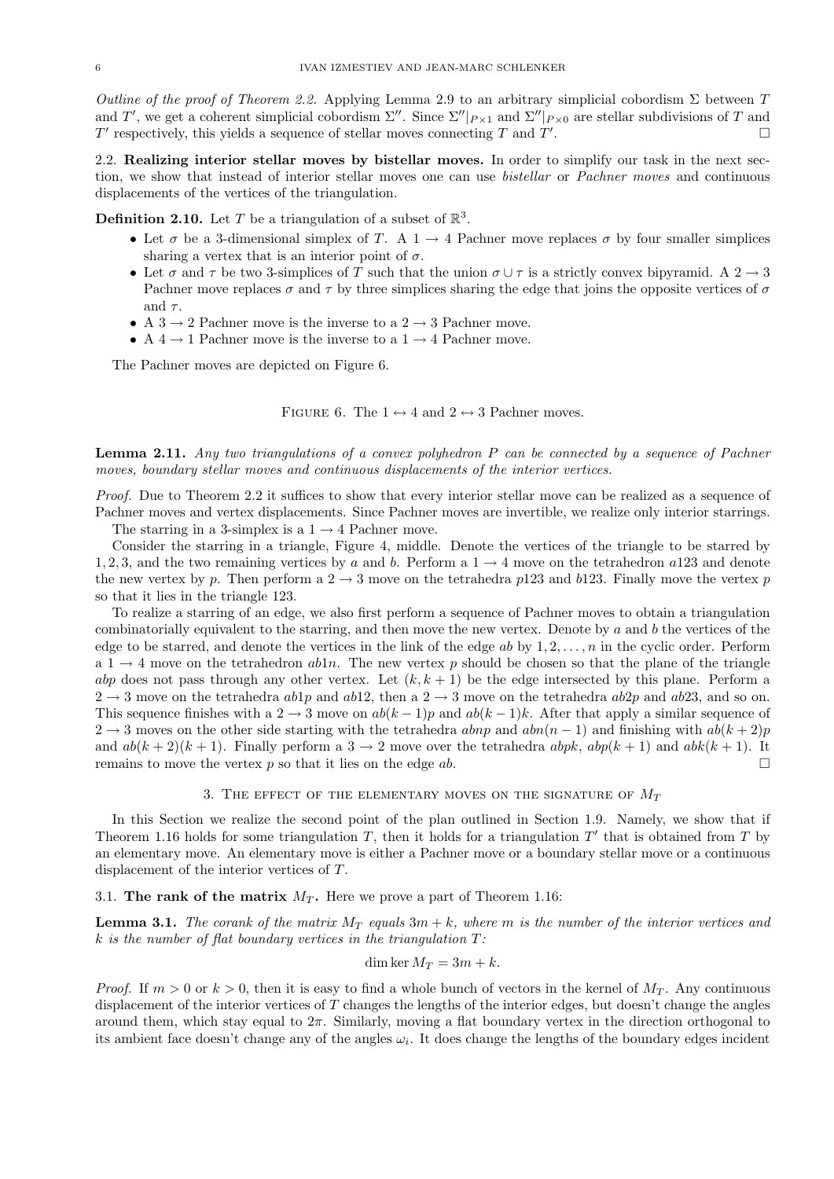*Outline of the proof of Theorem 2.2.* Applying Lemma 2.9 to an arbitrary simplicial cobordism $\Sigma$ between $T$ and $T'$, we get a coherent simplicial cobordism $\Sigma''$. Since $\Sigma''|_{P\times 1}$ and $\Sigma''|_{P\times 0}$ are stellar subdivisions of $T$ and $T'$ respectively, this yields a sequence of stellar moves connecting $T$ and $T'$. □

## 2.2. Realizing interior stellar moves by bistellar moves.

In order to simplify our task in the next section, we show that instead of interior stellar moves one can use *bistellar* or *Pachner moves* and continuous displacements of the vertices of the triangulation.

**Definition 2.10.** Let $T$ be a triangulation of a subset of $\mathbb{R}^3$.

- Let $\sigma$ be a 3-dimensional simplex of $T$. A $1 \to 4$ Pachner move replaces $\sigma$ by four smaller simplices sharing a vertex that is an interior point of $\sigma$.
- Let $\sigma$ and $\tau$ be two 3-simplices of $T$ such that the union $\sigma \cup \tau$ is a strictly convex bipyramid. A $2 \to 3$ Pachner move replaces $\sigma$ and $\tau$ by three simplices sharing the edge that joins the opposite vertices of $\sigma$ and $\tau$.
- A $3 \to 2$ Pachner move is the inverse to a $2 \to 3$ Pachner move.
- A $4 \to 1$ Pachner move is the inverse to a $1 \to 4$ Pachner move.

The Pachner moves are depicted on Figure 6.

Figure 6. The $1 \leftrightarrow 4$ and $2 \leftrightarrow 3$ Pachner moves.

**Lemma 2.11.** *Any two triangulations of a convex polyhedron $P$ can be connected by a sequence of Pachner moves, boundary stellar moves and continuous displacements of the interior vertices.*

*Proof.* Due to Theorem 2.2 it suffices to show that every interior stellar move can be realized as a sequence of Pachner moves and vertex displacements. Since Pachner moves are invertible, we realize only interior starrings.

The starring in a 3-simplex is a $1 \to 4$ Pachner move.

Consider the starring in a triangle, Figure 4, middle. Denote the vertices of the triangle to be starred by $1, 2, 3$, and the two remaining vertices by $a$ and $b$. Perform a $1 \to 4$ move on the tetrahedron $a123$ and denote the new vertex by $p$. Then perform a $2 \to 3$ move on the tetrahedra $p123$ and $b123$. Finally move the vertex $p$ so that it lies in the triangle $123$.

To realize a starring of an edge, we also first perform a sequence of Pachner moves to obtain a triangulation combinatorially equivalent to the starring, and then move the new vertex. Denote by $a$ and $b$ the vertices of the edge to be starred, and denote the vertices in the link of the edge $ab$ by $1, 2, \ldots, n$ in the cyclic order. Perform a $1 \to 4$ move on the tetrahedron $ab1n$. The new vertex $p$ should be chosen so that the plane of the triangle $abp$ does not pass through any other vertex. Let $(k, k+1)$ be the edge intersected by this plane. Perform a $2 \to 3$ move on the tetrahedra $ab1p$ and $ab12$, then a $2 \to 3$ move on the tetrahedra $ab2p$ and $ab23$, and so on. This sequence finishes with a $2 \to 3$ move on $ab(k-1)p$ and $ab(k-1)k$. After that apply a similar sequence of $2 \to 3$ moves on the other side starting with the tetrahedra $abnp$ and $abn(n-1)$ and finishing with $ab(k+2)p$ and $ab(k+2)(k+1)$. Finally perform a $3 \to 2$ move over the tetrahedra $abpk$, $abp(k+1)$ and $abk(k+1)$. It remains to move the vertex $p$ so that it lies on the edge $ab$. □

# 3. The effect of the elementary moves on the signature of $M_T$

In this Section we realize the second point of the plan outlined in Section 1.9. Namely, we show that if Theorem 1.16 holds for some triangulation $T$, then it holds for a triangulation $T'$ that is obtained from $T$ by an elementary move. An elementary move is either a Pachner move or a boundary stellar move or a continuous displacement of the interior vertices of $T$.

## 3.1. The rank of the matrix $M_T$.

Here we prove a part of Theorem 1.16:

**Lemma 3.1.** *The corank of the matrix $M_T$ equals $3m + k$, where $m$ is the number of the interior vertices and $k$ is the number of flat boundary vertices in the triangulation $T$:*

$$\dim \ker M_T = 3m + k.$$

*Proof.* If $m > 0$ or $k > 0$, then it is easy to find a whole bunch of vectors in the kernel of $M_T$. Any continuous displacement of the interior vertices of $T$ changes the lengths of the interior edges, but doesn't change the angles around them, which stay equal to $2\pi$. Similarly, moving a flat boundary vertex in the direction orthogonal to its ambient face doesn't change any of the angles $\omega_i$. It does change the lengths of the boundary edges incident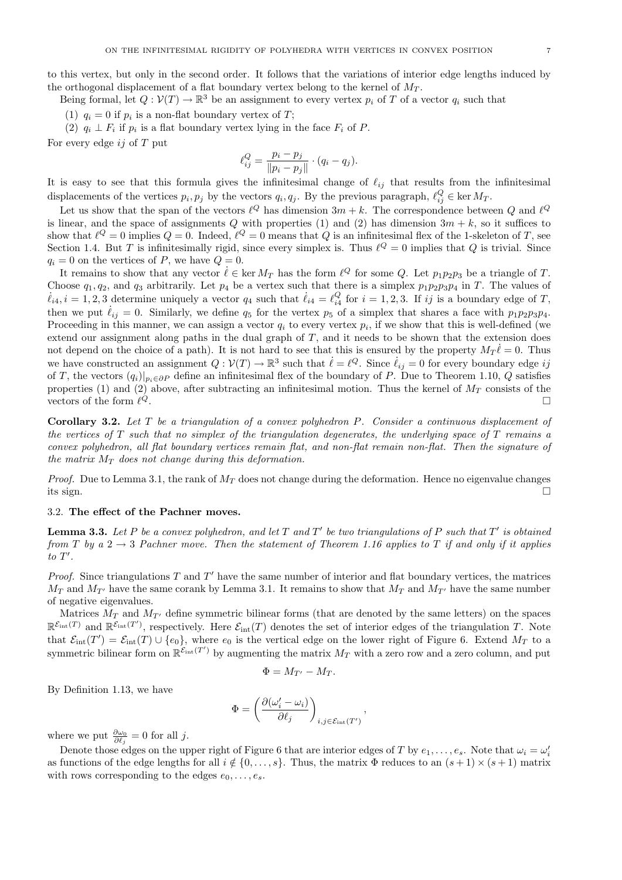to this vertex, but only in the second order. It follows that the variations of interior edge lengths induced by the orthogonal displacement of a flat boundary vertex belong to the kernel of $M_T$.

Being formal, let $Q : \mathcal{V}(T) \to \mathbb{R}^3$ be an assignment to every vertex $p_i$ of $T$ of a vector $q_i$ such that

(1) $q_i = 0$ if $p_i$ is a non-flat boundary vertex of $T$;
(2) $q_i \perp F_i$ if $p_i$ is a flat boundary vertex lying in the face $F_i$ of $P$.

For every edge $ij$ of $T$ put

$$\ell_{ij}^Q = \frac{p_i - p_j}{\|p_i - p_j\|} \cdot (q_i - q_j).$$

It is easy to see that this formula gives the infinitesimal change of $\ell_{ij}$ that results from the infinitesimal displacements of the vertices $p_i, p_j$ by the vectors $q_i, q_j$. By the previous paragraph, $\ell_{ij}^Q \in \ker M_T$.

Let us show that the span of the vectors $\ell^Q$ has dimension $3m + k$. The correspondence between $Q$ and $\ell^Q$ is linear, and the space of assignments $Q$ with properties (1) and (2) has dimension $3m + k$, so it suffices to show that $\ell^Q = 0$ implies $Q = 0$. Indeed, $\ell^Q = 0$ means that $Q$ is an infinitesimal flex of the 1-skeleton of $T$, see Section 1.4. But $T$ is infinitesimally rigid, since every simplex is. Thus $\ell^Q = 0$ implies that $Q$ is trivial. Since $q_i = 0$ on the vertices of $P$, we have $Q = 0$.

It remains to show that any vector $\dot{\ell} \in \ker M_T$ has the form $\ell^Q$ for some $Q$. Let $p_1p_2p_3$ be a triangle of $T$. Choose $q_1, q_2$, and $q_3$ arbitrarily. Let $p_4$ be a vertex such that there is a simplex $p_1p_2p_3p_4$ in $T$. The values of $\dot{\ell}_{i4}, i = 1, 2, 3$ determine uniquely a vector $q_4$ such that $\dot{\ell}_{i4} = \ell_{i4}^Q$ for $i = 1, 2, 3$. If $ij$ is a boundary edge of $T$, then we put $\dot{\ell}_{ij} = 0$. Similarly, we define $q_5$ for the vertex $p_5$ of a simplex that shares a face with $p_1p_2p_3p_4$. Proceeding in this manner, we can assign a vector $q_i$ to every vertex $p_i$, if we show that this is well-defined (we extend our assignment along paths in the dual graph of $T$, and it needs to be shown that the extension does not depend on the choice of a path). It is not hard to see that this is ensured by the property $M_T\dot{\ell} = 0$. Thus we have constructed an assignment $Q : \mathcal{V}(T) \to \mathbb{R}^3$ such that $\dot{\ell} = \ell^Q$. Since $\dot{\ell}_{ij} = 0$ for every boundary edge $ij$ of $T$, the vectors $(q_i)|_{p_i \in \partial P}$ define an infinitesimal flex of the boundary of $P$. Due to Theorem 1.10, $Q$ satisfies properties (1) and (2) above, after subtracting an infinitesimal motion. Thus the kernel of $M_T$ consists of the vectors of the form $\ell^Q$. □

**Corollary 3.2.** *Let $T$ be a triangulation of a convex polyhedron $P$. Consider a continuous displacement of the vertices of $T$ such that no simplex of the triangulation degenerates, the underlying space of $T$ remains a convex polyhedron, all flat boundary vertices remain flat, and non-flat remain non-flat. Then the signature of the matrix $M_T$ does not change during this deformation.*

*Proof.* Due to Lemma 3.1, the rank of $M_T$ does not change during the deformation. Hence no eigenvalue changes its sign. □

### 3.2. The effect of the Pachner moves.

**Lemma 3.3.** *Let $P$ be a convex polyhedron, and let $T$ and $T'$ be two triangulations of $P$ such that $T'$ is obtained from $T$ by a $2 \to 3$ Pachner move. Then the statement of Theorem 1.16 applies to $T$ if and only if it applies to $T'$.*

*Proof.* Since triangulations $T$ and $T'$ have the same number of interior and flat boundary vertices, the matrices $M_T$ and $M_{T'}$ have the same corank by Lemma 3.1. It remains to show that $M_T$ and $M_{T'}$ have the same number of negative eigenvalues.

Matrices $M_T$ and $M_{T'}$ define symmetric bilinear forms (that are denoted by the same letters) on the spaces $\mathbb{R}^{\mathcal{E}_{\mathrm{int}}(T)}$ and $\mathbb{R}^{\mathcal{E}_{\mathrm{int}}(T')}$, respectively. Here $\mathcal{E}_{\mathrm{int}}(T)$ denotes the set of interior edges of the triangulation $T$. Note that $\mathcal{E}_{\mathrm{int}}(T') = \mathcal{E}_{\mathrm{int}}(T) \cup \{e_0\}$, where $e_0$ is the vertical edge on the lower right of Figure 6. Extend $M_T$ to a symmetric bilinear form on $\mathbb{R}^{\mathcal{E}_{\mathrm{int}}(T')}$ by augmenting the matrix $M_T$ with a zero row and a zero column, and put

$$\Phi = M_{T'} - M_T.$$

By Definition 1.13, we have

$$\Phi = \left( \frac{\partial(\omega_i' - \omega_i)}{\partial \ell_j} \right)_{i,j \in \mathcal{E}_{\mathrm{int}}(T')},$$

where we put $\frac{\partial \omega_0}{\partial \ell_j} = 0$ for all $j$.

Denote those edges on the upper right of Figure 6 that are interior edges of $T$ by $e_1, \ldots, e_s$. Note that $\omega_i = \omega_i'$ as functions of the edge lengths for all $i \notin \{0, \ldots, s\}$. Thus, the matrix $\Phi$ reduces to an $(s+1) \times (s+1)$ matrix with rows corresponding to the edges $e_0, \ldots, e_s$.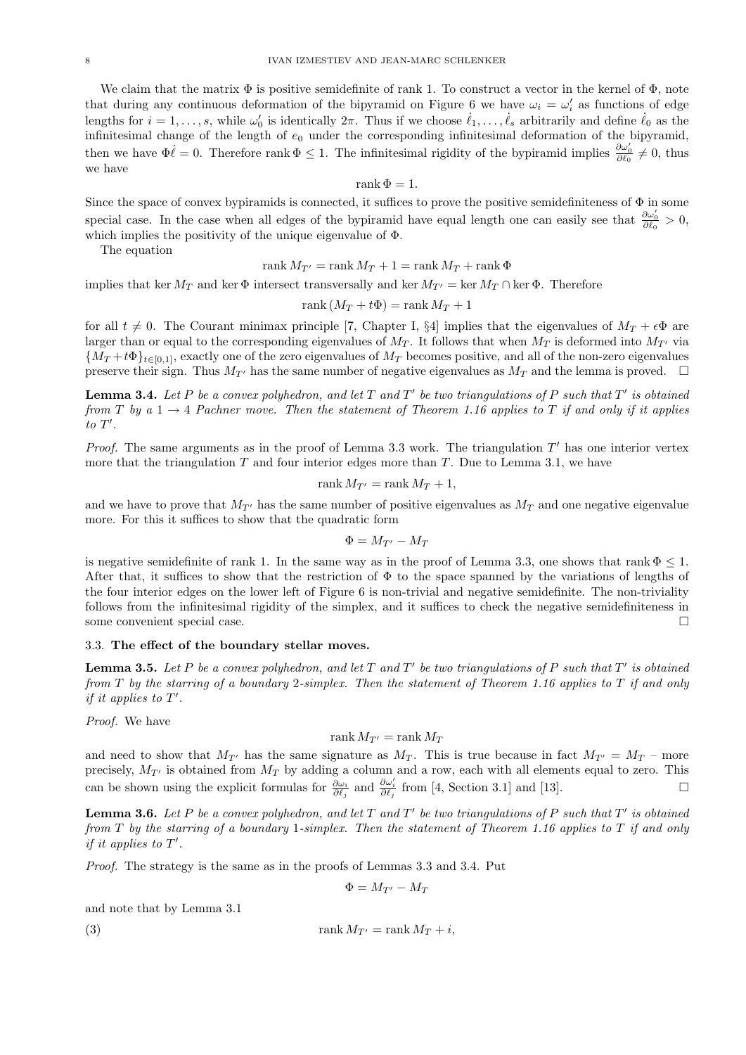We claim that the matrix $\Phi$ is positive semidefinite of rank 1. To construct a vector in the kernel of $\Phi$, note that during any continuous deformation of the bipyramid on Figure 6 we have $\omega_i = \omega_i'$ as functions of edge lengths for $i = 1, \ldots, s$, while $\omega_0'$ is identically $2\pi$. Thus if we choose $\dot\ell_1, \ldots, \dot\ell_s$ arbitrarily and define $\dot\ell_0$ as the infinitesimal change of the length of $e_0$ under the corresponding infinitesimal deformation of the bipyramid, then we have $\Phi\dot\ell = 0$. Therefore $\operatorname{rank}\Phi \le 1$. The infinitesimal rigidity of the bypiramid implies $\frac{\partial \omega_0'}{\partial \ell_0} \neq 0$, thus we have

$$\operatorname{rank}\Phi = 1.$$

Since the space of convex bypiramids is connected, it suffices to prove the positive semidefiniteness of $\Phi$ in some special case. In the case when all edges of the bypiramid have equal length one can easily see that $\frac{\partial \omega_0'}{\partial \ell_0} > 0$, which implies the positivity of the unique eigenvalue of $\Phi$.

The equation

$$\operatorname{rank} M_{T'} = \operatorname{rank} M_T + 1 = \operatorname{rank} M_T + \operatorname{rank}\Phi$$

implies that $\ker M_T$ and $\ker\Phi$ intersect transversally and $\ker M_{T'} = \ker M_T \cap \ker\Phi$. Therefore

$$\operatorname{rank}(M_T + t\Phi) = \operatorname{rank} M_T + 1$$

for all $t \neq 0$. The Courant minimax principle [7, Chapter I, §4] implies that the eigenvalues of $M_T + \epsilon\Phi$ are larger than or equal to the corresponding eigenvalues of $M_T$. It follows that when $M_T$ is deformed into $M_{T'}$ via $\{M_T + t\Phi\}_{t\in[0,1]}$, exactly one of the zero eigenvalues of $M_T$ becomes positive, and all of the non-zero eigenvalues preserve their sign. Thus $M_{T'}$ has the same number of negative eigenvalues as $M_T$ and the lemma is proved. □

**Lemma 3.4.** *Let $P$ be a convex polyhedron, and let $T$ and $T'$ be two triangulations of $P$ such that $T'$ is obtained from $T$ by a $1 \to 4$ Pachner move. Then the statement of Theorem 1.16 applies to $T$ if and only if it applies to $T'$.*

*Proof.* The same arguments as in the proof of Lemma 3.3 work. The triangulation $T'$ has one interior vertex more that the triangulation $T$ and four interior edges more than $T$. Due to Lemma 3.1, we have

$$\operatorname{rank} M_{T'} = \operatorname{rank} M_T + 1,$$

and we have to prove that $M_{T'}$ has the same number of positive eigenvalues as $M_T$ and one negative eigenvalue more. For this it suffices to show that the quadratic form

$$\Phi = M_{T'} - M_T$$

is negative semidefinite of rank 1. In the same way as in the proof of Lemma 3.3, one shows that $\operatorname{rank}\Phi \le 1$. After that, it suffices to show that the restriction of $\Phi$ to the space spanned by the variations of lengths of the four interior edges on the lower left of Figure 6 is non-trivial and negative semidefinite. The non-triviality follows from the infinitesimal rigidity of the simplex, and it suffices to check the negative semidefiniteness in some convenient special case. □

### 3.3. The effect of the boundary stellar moves.

**Lemma 3.5.** *Let $P$ be a convex polyhedron, and let $T$ and $T'$ be two triangulations of $P$ such that $T'$ is obtained from $T$ by the starring of a boundary 2-simplex. Then the statement of Theorem 1.16 applies to $T$ if and only if it applies to $T'$.*

*Proof.* We have

$$\operatorname{rank} M_{T'} = \operatorname{rank} M_T$$

and need to show that $M_{T'}$ has the same signature as $M_T$. This is true because in fact $M_{T'} = M_T$ – more precisely, $M_{T'}$ is obtained from $M_T$ by adding a column and a row, each with all elements equal to zero. This can be shown using the explicit formulas for $\frac{\partial \omega_i}{\partial \ell_j}$ and $\frac{\partial \omega_i'}{\partial \ell_j}$ from [4, Section 3.1] and [13]. □

**Lemma 3.6.** *Let $P$ be a convex polyhedron, and let $T$ and $T'$ be two triangulations of $P$ such that $T'$ is obtained from $T$ by the starring of a boundary 1-simplex. Then the statement of Theorem 1.16 applies to $T$ if and only if it applies to $T'$.*

*Proof.* The strategy is the same as in the proofs of Lemmas 3.3 and 3.4. Put

$$\Phi = M_{T'} - M_T$$

and note that by Lemma 3.1

$$\operatorname{rank} M_{T'} = \operatorname{rank} M_T + i, \tag{3}$$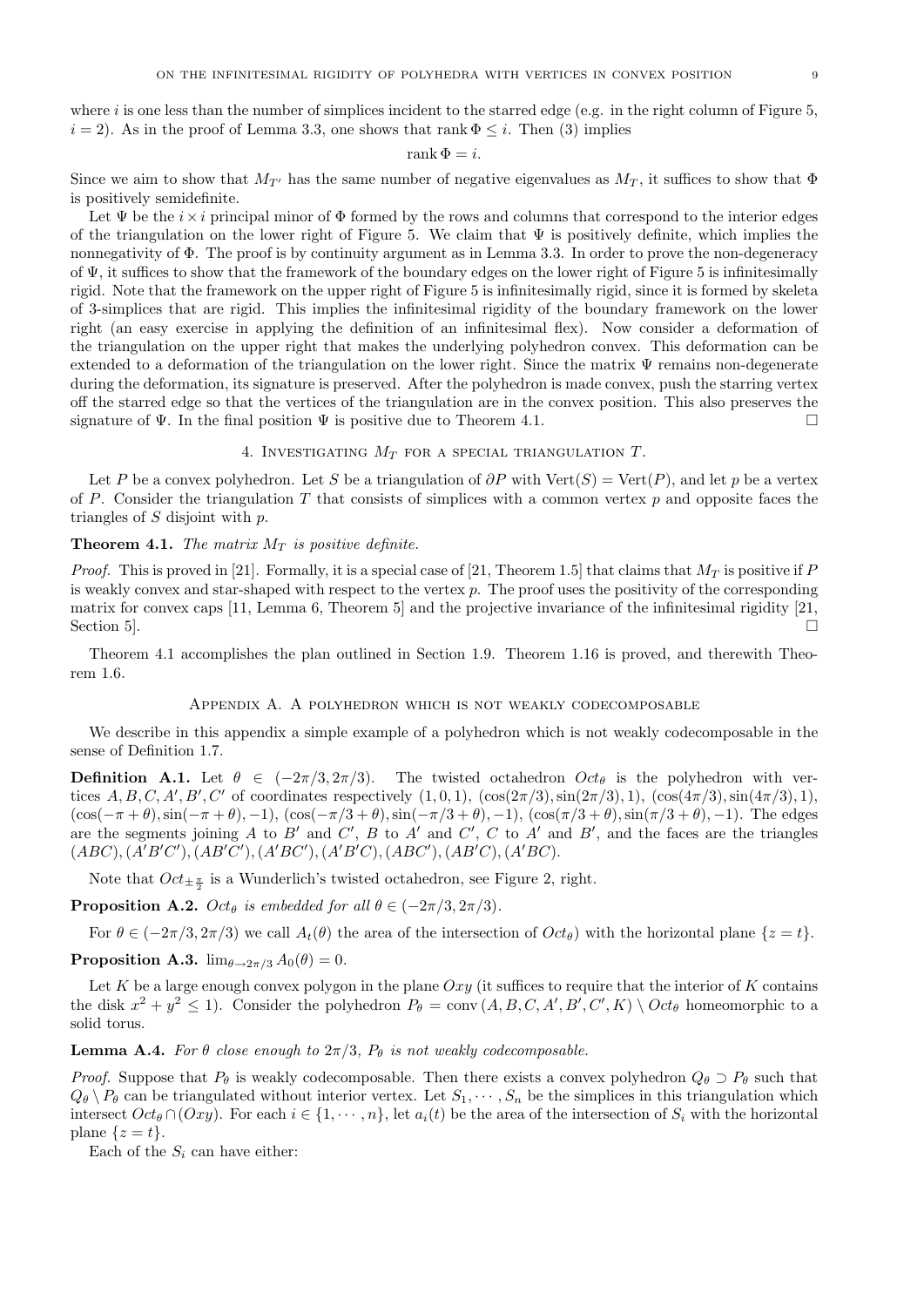where $i$ is one less than the number of simplices incident to the starred edge (e.g. in the right column of Figure 5, $i = 2$). As in the proof of Lemma 3.3, one shows that $\operatorname{rank} \Phi \le i$. Then (3) implies

$$\operatorname{rank} \Phi = i.$$

Since we aim to show that $M_{T'}$ has the same number of negative eigenvalues as $M_T$, it suffices to show that $\Phi$ is positively semidefinite.

Let $\Psi$ be the $i \times i$ principal minor of $\Phi$ formed by the rows and columns that correspond to the interior edges of the triangulation on the lower right of Figure 5. We claim that $\Psi$ is positively definite, which implies the nonnegativity of $\Phi$. The proof is by continuity argument as in Lemma 3.3. In order to prove the non-degeneracy of $\Psi$, it suffices to show that the framework of the boundary edges on the lower right of Figure 5 is infinitesimally rigid. Note that the framework on the upper right of Figure 5 is infinitesimally rigid, since it is formed by skeleta of 3-simplices that are rigid. This implies the infinitesimal rigidity of the boundary framework on the lower right (an easy exercise in applying the definition of an infinitesimal flex). Now consider a deformation of the triangulation on the upper right that makes the underlying polyhedron convex. This deformation can be extended to a deformation of the triangulation on the lower right. Since the matrix $\Psi$ remains non-degenerate during the deformation, its signature is preserved. After the polyhedron is made convex, push the starring vertex off the starred edge so that the vertices of the triangulation are in the convex position. This also preserves the signature of $\Psi$. In the final position $\Psi$ is positive due to Theorem 4.1. □

## 4. Investigating $M_T$ for a special triangulation $T$.

Let $P$ be a convex polyhedron. Let $S$ be a triangulation of $\partial P$ with $\operatorname{Vert}(S) = \operatorname{Vert}(P)$, and let $p$ be a vertex of $P$. Consider the triangulation $T$ that consists of simplices with a common vertex $p$ and opposite faces the triangles of $S$ disjoint with $p$.

**Theorem 4.1.** *The matrix $M_T$ is positive definite.*

*Proof.* This is proved in [21]. Formally, it is a special case of [21, Theorem 1.5] that claims that $M_T$ is positive if $P$ is weakly convex and star-shaped with respect to the vertex $p$. The proof uses the positivity of the corresponding matrix for convex caps [11, Lemma 6, Theorem 5] and the projective invariance of the infinitesimal rigidity [21, Section 5]. □

Theorem 4.1 accomplishes the plan outlined in Section 1.9. Theorem 1.16 is proved, and therewith Theorem 1.6.

## Appendix A. A polyhedron which is not weakly codecomposable

We describe in this appendix a simple example of a polyhedron which is not weakly codecomposable in the sense of Definition 1.7.

**Definition A.1.** Let $\theta \in (-2\pi/3, 2\pi/3)$. The twisted octahedron $Oct_\theta$ is the polyhedron with vertices $A, B, C, A', B', C'$ of coordinates respectively $(1, 0, 1)$, $(\cos(2\pi/3), \sin(2\pi/3), 1)$, $(\cos(4\pi/3), \sin(4\pi/3), 1)$, $(\cos(-\pi + \theta), \sin(-\pi + \theta), -1)$, $(\cos(-\pi/3 + \theta), \sin(-\pi/3 + \theta), -1)$, $(\cos(\pi/3 + \theta), \sin(\pi/3 + \theta), -1)$. The edges are the segments joining $A$ to $B'$ and $C'$, $B$ to $A'$ and $C'$, $C$ to $A'$ and $B'$, and the faces are the triangles $(ABC), (A'B'C'), (AB'C'), (A'BC'), (A'B'C), (ABC'), (AB'C), (A'BC)$.

Note that $Oct_{\pm\frac{\pi}{2}}$ is a Wunderlich's twisted octahedron, see Figure 2, right.

**Proposition A.2.** *$Oct_\theta$ is embedded for all $\theta \in (-2\pi/3, 2\pi/3)$.*

For $\theta \in (-2\pi/3, 2\pi/3)$ we call $A_t(\theta)$ the area of the intersection of $Oct_\theta$ with the horizontal plane $\{z = t\}$.

**Proposition A.3.** $\lim_{\theta \to 2\pi/3} A_0(\theta) = 0$.

Let $K$ be a large enough convex polygon in the plane $Oxy$ (it suffices to require that the interior of $K$ contains the disk $x^2 + y^2 \le 1$). Consider the polyhedron $P_\theta = \operatorname{conv}(A, B, C, A', B', C', K) \setminus Oct_\theta$ homeomorphic to a solid torus.

**Lemma A.4.** *For $\theta$ close enough to $2\pi/3$, $P_\theta$ is not weakly codecomposable.*

*Proof.* Suppose that $P_\theta$ is weakly codecomposable. Then there exists a convex polyhedron $Q_\theta \supset P_\theta$ such that $Q_\theta \setminus P_\theta$ can be triangulated without interior vertex. Let $S_1, \cdots, S_n$ be the simplices in this triangulation which intersect $Oct_\theta \cap (Oxy)$. For each $i \in \{1, \cdots, n\}$, let $a_i(t)$ be the area of the intersection of $S_i$ with the horizontal plane $\{z = t\}$.

Each of the $S_i$ can have either: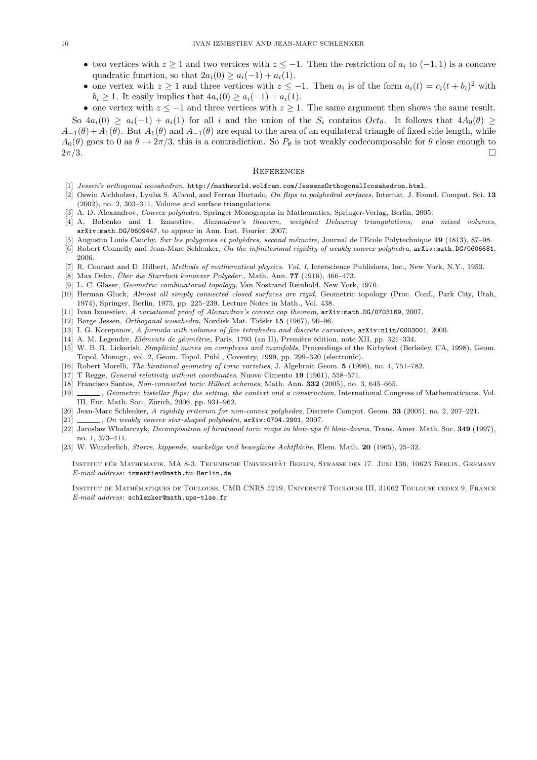- two vertices with $z \geq 1$ and two vertices with $z \leq -1$. Then the restriction of $a_i$ to $(-1, 1)$ is a concave quadratic function, so that $2a_i(0) \geq a_i(-1) + a_i(1)$.
- one vertex with $z \geq 1$ and three vertices with $z \leq -1$. Then $a_i$ is of the form $a_i(t) = c_i(t + b_i)^2$ with $b_i \geq 1$. It easily implies that $4a_i(0) \geq a_i(-1) + a_i(1)$.
- one vertex with $z \leq -1$ and three vertices with $z \geq 1$. The same argument then shows the same result.

So $4a_i(0) \geq a_i(-1) + a_i(1)$ for all $i$ and the union of the $S_i$ contains $Oct_\theta$. It follows that $4A_0(\theta) \geq A_{-1}(\theta) + A_1(\theta)$. But $A_1(\theta)$ and $A_{-1}(\theta)$ are equal to the area of an equilateral triangle of fixed side length, while $A_0(\theta)$ goes to 0 as $\theta \to 2\pi/3$, this is a contradiction. So $P_\theta$ is not weakly codecomposable for $\theta$ close enough to $2\pi/3$. $\square$

## References

[1] *Jessen's orthogonal icosahedron*, http://mathworld.wolfram.com/JessensOrthogonalIcosahedron.html.

[2] Oswin Aichholzer, Lyuba S. Alboul, and Ferran Hurtado, *On flips in polyhedral surfaces*, Internat. J. Found. Comput. Sci. **13** (2002), no. 2, 303–311, Volume and surface triangulations.

[3] A. D. Alexandrov, *Convex polyhedra*, Springer Monographs in Mathematics, Springer-Verlag, Berlin, 2005.

[4] A. Bobenko and I. Izmestiev, *Alexandrov's theorem, weighted Delaunay triangulations, and mixed volumes*, arXiv:math.DG/0609447, to appear in Ann. Inst. Fourier, 2007.

[5] Augustin Louis Cauchy, *Sur les polygones et polyèdres, second mémoire*, Journal de l'Ecole Polytechnique **19** (1813), 87–98.

[6] Robert Connelly and Jean-Marc Schlenker, *On the infinitesimal rigidity of weakly convex polyhedra*, arXiv:math.DG/0606681, 2006.

[7] R. Courant and D. Hilbert, *Methods of mathematical physics. Vol. I*, Interscience Publishers, Inc., New York, N.Y., 1953.

[8] Max Dehn, *Über die Starrheit konvexer Polyeder.*, Math. Ann. **77** (1916), 466–473.

[9] L. C. Glaser, *Geometric combinatorial topology*, Van Nostrand Reinhold, New York, 1970.

[10] Herman Gluck, *Almost all simply connected closed surfaces are rigid*, Geometric topology (Proc. Conf., Park City, Utah, 1974), Springer, Berlin, 1975, pp. 225–239. Lecture Notes in Math., Vol. 438.

[11] Ivan Izmestiev, *A variational proof of Alexandrov's convex cap theorem*, arXiv:math.DG/0703169, 2007.

[12] Børge Jessen, *Orthogonal icosahedra*, Nordisk Mat. Tidskr **15** (1967), 90–96.

[13] I. G. Korepanov, *A formula with volumes of five tetrahedra and discrete curvature*, arXiv:nlin/0003001, 2000.

[14] A. M. Legendre, *Eléments de géométrie*, Paris, 1793 (an II), Première édition, note XII, pp. 321–334.

[15] W. B. R. Lickorish, *Simplicial moves on complexes and manifolds*, Proceedings of the Kirbyfest (Berkeley, CA, 1998), Geom. Topol. Monogr., vol. 2, Geom. Topol. Publ., Coventry, 1999, pp. 299–320 (electronic).

[16] Robert Morelli, *The birational geometry of toric varieties*, J. Algebraic Geom. **5** (1996), no. 4, 751–782.

[17] T Regge, *General relativity without coordinates*, Nuovo Cimento **19** (1961), 558–571.

[18] Francisco Santos, *Non-connected toric Hilbert schemes*, Math. Ann. **332** (2005), no. 3, 645–665.

[19] ______, *Geometric bistellar flips: the setting, the context and a construction*, International Congress of Mathematicians. Vol. III, Eur. Math. Soc., Zürich, 2006, pp. 931–962.

[20] Jean-Marc Schlenker, *A rigidity criterion for non-convex polyhedra*, Discrete Comput. Geom. **33** (2005), no. 2, 207–221.

[21] ______, *On weakly convex star-shaped polyhedra*, arXiv:0704.2901, 2007.

[22] Jarosław Włodarczyk, *Decomposition of birational toric maps in blow-ups & blow-downs*, Trans. Amer. Math. Soc. **349** (1997), no. 1, 373–411.

[23] W. Wunderlich, *Starre, kippende, wackelige und bewegliche Achtfläche*, Elem. Math. **20** (1965), 25–32.

Institut für Mathematik, MA 8-3, Technische Universität Berlin, Strasse des 17. Juni 136, 10623 Berlin, Germany
*E-mail address*: izmestiev@math.tu-Berlin.de

Institut de Mathématiques de Toulouse, UMR CNRS 5219, Université Toulouse III, 31062 Toulouse cedex 9, France
*E-mail address*: schlenker@math.ups-tlse.fr